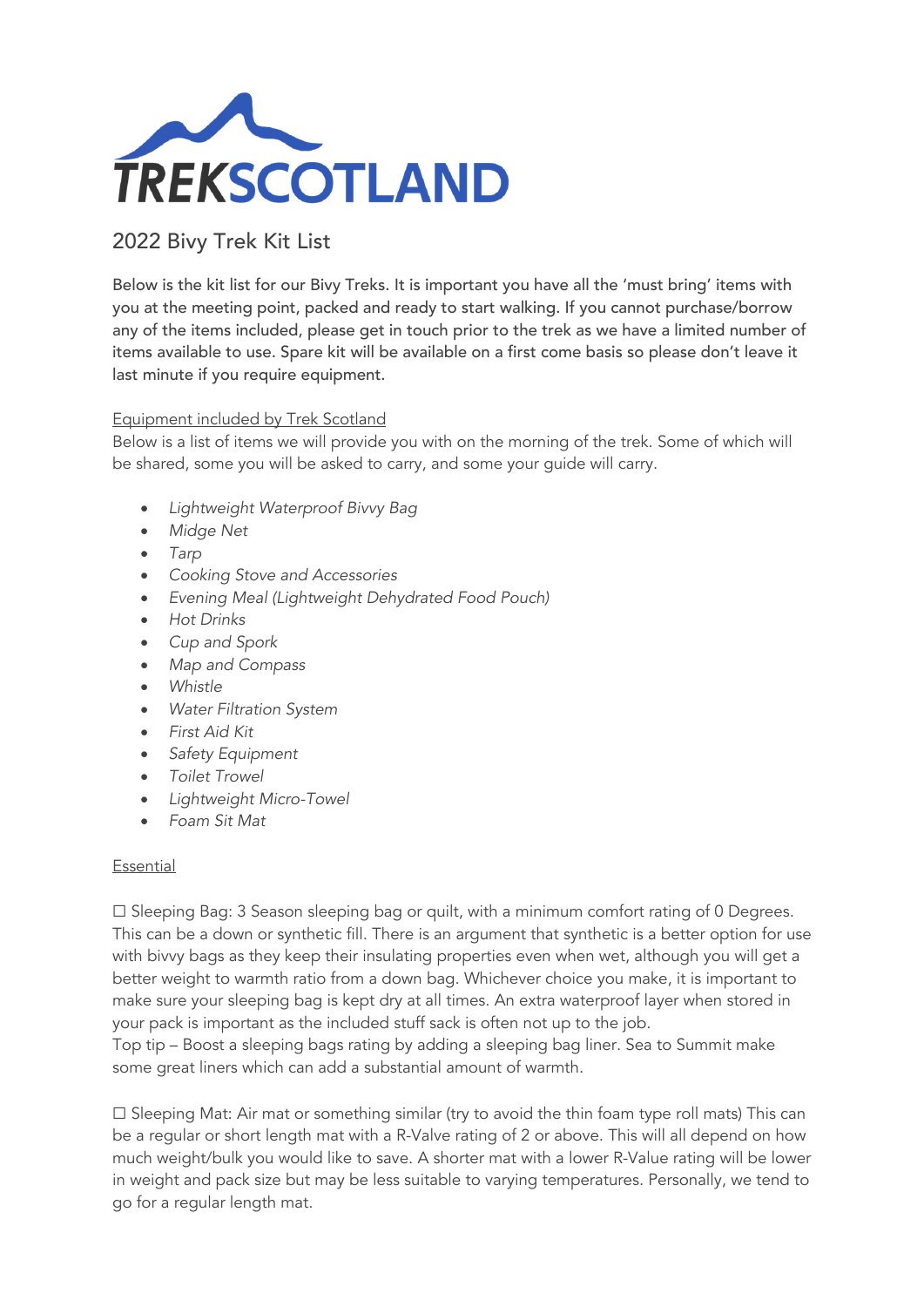# TREKSCOTLAND

## 2022 Bivy Trek Kit List

Below is the kit list for our Bivy Treks. It is important you have all the 'must bring' items with you at the meeting point, packed and ready to start walking. If you cannot purchase/borrow any of the items included, please get in touch prior to the trek as we have a limited number of items available to use. Spare kit will be available on a first come basis so please don't leave it last minute if you require equipment.

Equipment included by Trek Scotland

Below is a list of items we will provide you with on the morning of the trek. Some of which will be shared, some you will be asked to carry, and some your guide will carry.

- *Lightweight Waterproof Bivvy Bag*
- *Midge Net*
- *Tarp*
- *Cooking Stove and Accessories*
- *Evening Meal (Lightweight Dehydrated Food Pouch)*
- *Hot Drinks*
- *Cup and Spork*
- *Map and Compass*
- *Whistle*
- *Water Filtration System*
- *First Aid Kit*
- *Safety Equipment*
- *Toilet Trowel*
- *Lightweight Micro-Towel*
- *Foam Sit Mat*

Essential

☐ Sleeping Bag: 3 Season sleeping bag or quilt, with a minimum comfort rating of 0 Degrees. This can be a down or synthetic fill. There is an argument that synthetic is a better option for use with bivvy bags as they keep their insulating properties even when wet, although you will get a better weight to warmth ratio from a down bag. Whichever choice you make, it is important to make sure your sleeping bag is kept dry at all times. An extra waterproof layer when stored in your pack is important as the included stuff sack is often not up to the job.
Top tip – Boost a sleeping bags rating by adding a sleeping bag liner. Sea to Summit make some great liners which can add a substantial amount of warmth.

☐ Sleeping Mat: Air mat or something similar (try to avoid the thin foam type roll mats) This can be a regular or short length mat with a R-Valve rating of 2 or above. This will all depend on how much weight/bulk you would like to save. A shorter mat with a lower R-Value rating will be lower in weight and pack size but may be less suitable to varying temperatures. Personally, we tend to go for a regular length mat.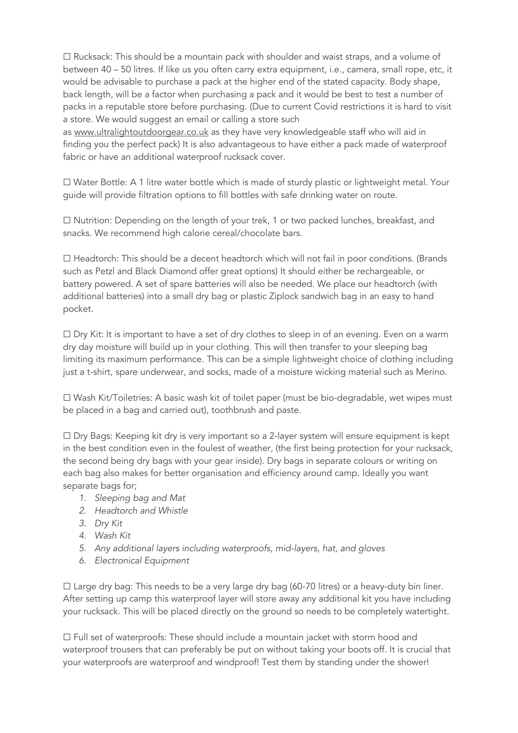☐ Rucksack: This should be a mountain pack with shoulder and waist straps, and a volume of between 40 – 50 litres. If like us you often carry extra equipment, i.e., camera, small rope, etc, it would be advisable to purchase a pack at the higher end of the stated capacity. Body shape, back length, will be a factor when purchasing a pack and it would be best to test a number of packs in a reputable store before purchasing. (Due to current Covid restrictions it is hard to visit a store. We would suggest an email or calling a store such as www.ultralightoutdoorgear.co.uk as they have very knowledgeable staff who will aid in finding you the perfect pack) It is also advantageous to have either a pack made of waterproof fabric or have an additional waterproof rucksack cover.

☐ Water Bottle: A 1 litre water bottle which is made of sturdy plastic or lightweight metal. Your guide will provide filtration options to fill bottles with safe drinking water on route.

☐ Nutrition: Depending on the length of your trek, 1 or two packed lunches, breakfast, and snacks. We recommend high calorie cereal/chocolate bars.

☐ Headtorch: This should be a decent headtorch which will not fail in poor conditions. (Brands such as Petzl and Black Diamond offer great options) It should either be rechargeable, or battery powered. A set of spare batteries will also be needed. We place our headtorch (with additional batteries) into a small dry bag or plastic Ziplock sandwich bag in an easy to hand pocket.

☐ Dry Kit: It is important to have a set of dry clothes to sleep in of an evening. Even on a warm dry day moisture will build up in your clothing. This will then transfer to your sleeping bag limiting its maximum performance. This can be a simple lightweight choice of clothing including just a t-shirt, spare underwear, and socks, made of a moisture wicking material such as Merino.

☐ Wash Kit/Toiletries: A basic wash kit of toilet paper (must be bio-degradable, wet wipes must be placed in a bag and carried out), toothbrush and paste.

☐ Dry Bags: Keeping kit dry is very important so a 2-layer system will ensure equipment is kept in the best condition even in the foulest of weather, (the first being protection for your rucksack, the second being dry bags with your gear inside). Dry bags in separate colours or writing on each bag also makes for better organisation and efficiency around camp. Ideally you want separate bags for;

1. *Sleeping bag and Mat*
2. *Headtorch and Whistle*
3. *Dry Kit*
4. *Wash Kit*
5. *Any additional layers including waterproofs, mid-layers, hat, and gloves*
6. *Electronical Equipment*

☐ Large dry bag: This needs to be a very large dry bag (60-70 litres) or a heavy-duty bin liner. After setting up camp this waterproof layer will store away any additional kit you have including your rucksack. This will be placed directly on the ground so needs to be completely watertight.

☐ Full set of waterproofs: These should include a mountain jacket with storm hood and waterproof trousers that can preferably be put on without taking your boots off. It is crucial that your waterproofs are waterproof and windproof! Test them by standing under the shower!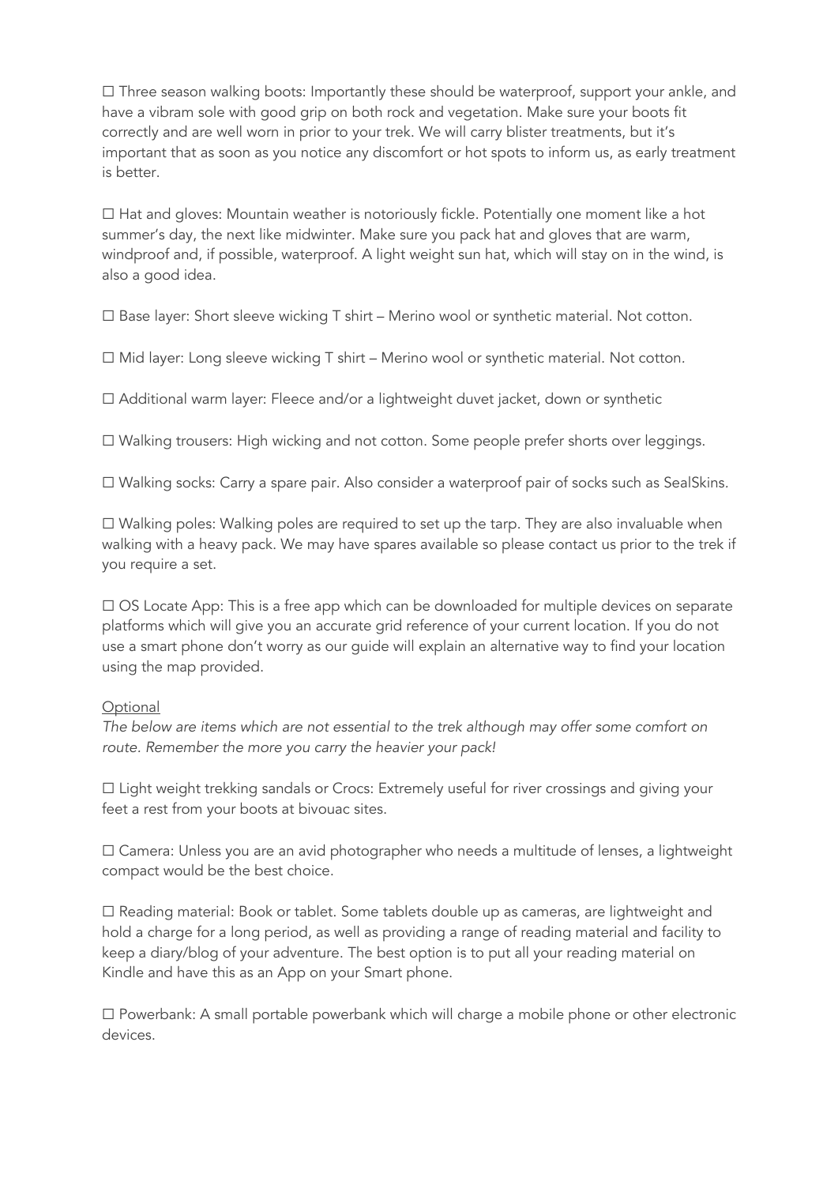☐ Three season walking boots: Importantly these should be waterproof, support your ankle, and have a vibram sole with good grip on both rock and vegetation. Make sure your boots fit correctly and are well worn in prior to your trek. We will carry blister treatments, but it's important that as soon as you notice any discomfort or hot spots to inform us, as early treatment is better.

☐ Hat and gloves: Mountain weather is notoriously fickle. Potentially one moment like a hot summer's day, the next like midwinter. Make sure you pack hat and gloves that are warm, windproof and, if possible, waterproof. A light weight sun hat, which will stay on in the wind, is also a good idea.

☐ Base layer: Short sleeve wicking T shirt – Merino wool or synthetic material. Not cotton.

☐ Mid layer: Long sleeve wicking T shirt – Merino wool or synthetic material. Not cotton.

☐ Additional warm layer: Fleece and/or a lightweight duvet jacket, down or synthetic

☐ Walking trousers: High wicking and not cotton. Some people prefer shorts over leggings.

☐ Walking socks: Carry a spare pair. Also consider a waterproof pair of socks such as SealSkins.

☐ Walking poles: Walking poles are required to set up the tarp. They are also invaluable when walking with a heavy pack. We may have spares available so please contact us prior to the trek if you require a set.

☐ OS Locate App: This is a free app which can be downloaded for multiple devices on separate platforms which will give you an accurate grid reference of your current location. If you do not use a smart phone don't worry as our guide will explain an alternative way to find your location using the map provided.

<u>Optional</u>

*The below are items which are not essential to the trek although may offer some comfort on route. Remember the more you carry the heavier your pack!*

☐ Light weight trekking sandals or Crocs: Extremely useful for river crossings and giving your feet a rest from your boots at bivouac sites.

☐ Camera: Unless you are an avid photographer who needs a multitude of lenses, a lightweight compact would be the best choice.

☐ Reading material: Book or tablet. Some tablets double up as cameras, are lightweight and hold a charge for a long period, as well as providing a range of reading material and facility to keep a diary/blog of your adventure. The best option is to put all your reading material on Kindle and have this as an App on your Smart phone.

☐ Powerbank: A small portable powerbank which will charge a mobile phone or other electronic devices.